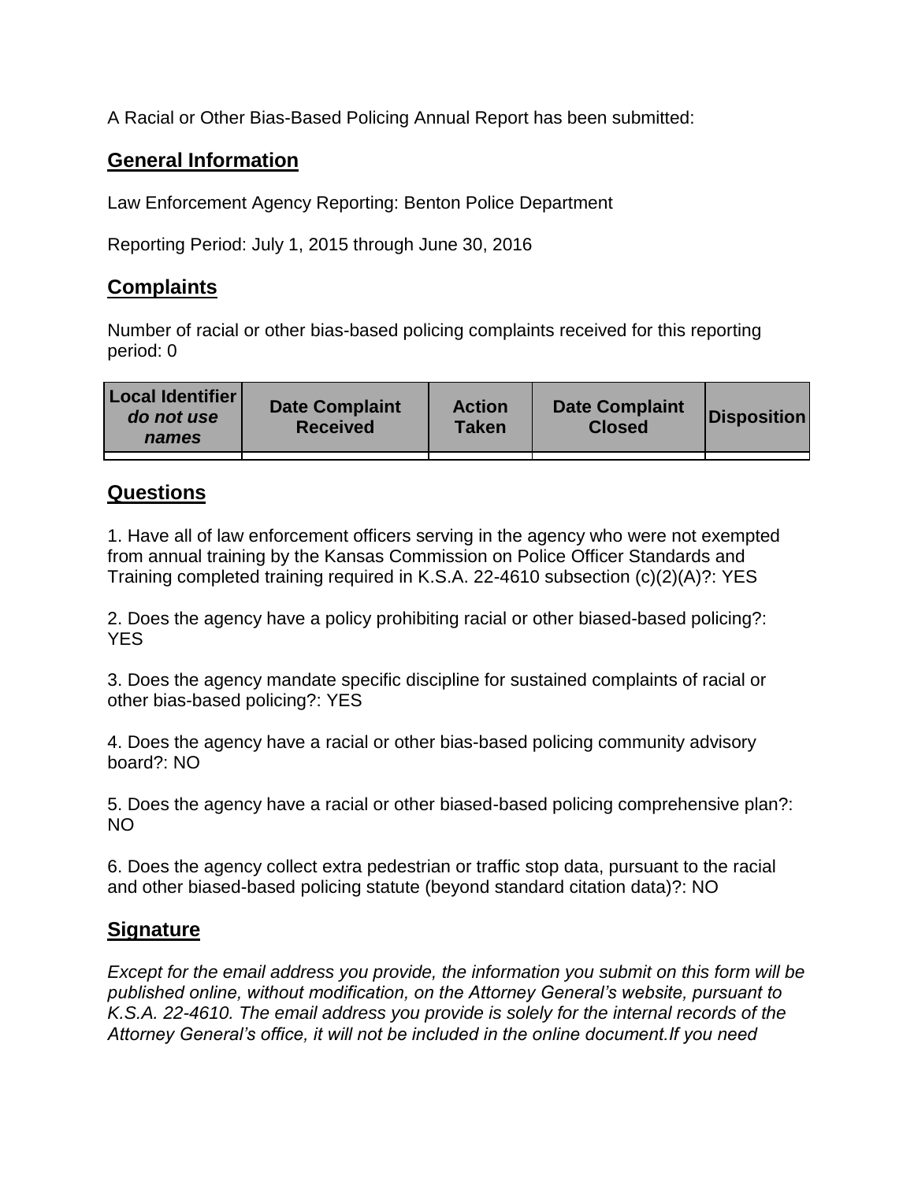A Racial or Other Bias-Based Policing Annual Report has been submitted:

## General Information

Law Enforcement Agency Reporting: Benton Police Department

Reporting Period: July 1, 2015 through June 30, 2016

## Complaints

Number of racial or other bias-based policing complaints received for this reporting period: 0

| Local Identifier *do not use names* | Date Complaint Received | Action Taken | Date Complaint Closed | Disposition |
|---|---|---|---|---|
| | | | | |

## Questions

1. Have all of law enforcement officers serving in the agency who were not exempted from annual training by the Kansas Commission on Police Officer Standards and Training completed training required in K.S.A. 22-4610 subsection (c)(2)(A)?: YES

2. Does the agency have a policy prohibiting racial or other biased-based policing?: YES

3. Does the agency mandate specific discipline for sustained complaints of racial or other bias-based policing?: YES

4. Does the agency have a racial or other bias-based policing community advisory board?: NO

5. Does the agency have a racial or other biased-based policing comprehensive plan?: NO

6. Does the agency collect extra pedestrian or traffic stop data, pursuant to the racial and other biased-based policing statute (beyond standard citation data)?: NO

## Signature

*Except for the email address you provide, the information you submit on this form will be published online, without modification, on the Attorney General's website, pursuant to K.S.A. 22-4610. The email address you provide is solely for the internal records of the Attorney General's office, it will not be included in the online document.If you need*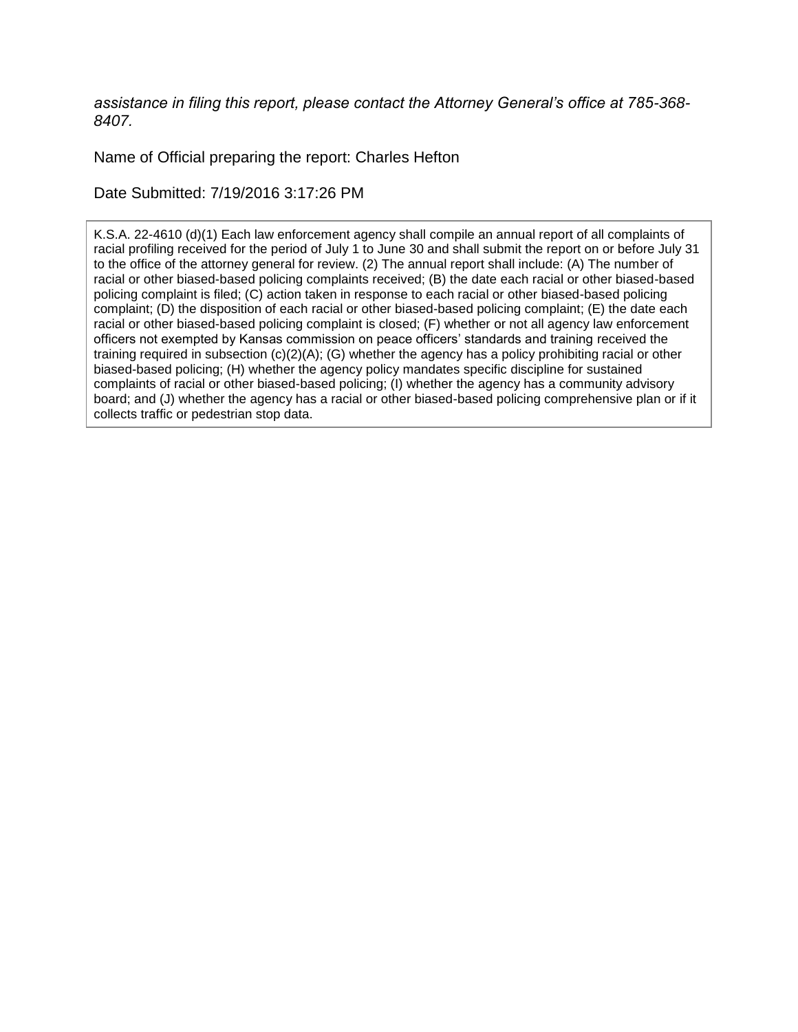*assistance in filing this report, please contact the Attorney General's office at 785-368-8407.*

Name of Official preparing the report: Charles Hefton

Date Submitted: 7/19/2016 3:17:26 PM

K.S.A. 22-4610 (d)(1) Each law enforcement agency shall compile an annual report of all complaints of racial profiling received for the period of July 1 to June 30 and shall submit the report on or before July 31 to the office of the attorney general for review. (2) The annual report shall include: (A) The number of racial or other biased-based policing complaints received; (B) the date each racial or other biased-based policing complaint is filed; (C) action taken in response to each racial or other biased-based policing complaint; (D) the disposition of each racial or other biased-based policing complaint; (E) the date each racial or other biased-based policing complaint is closed; (F) whether or not all agency law enforcement officers not exempted by Kansas commission on peace officers' standards and training received the training required in subsection (c)(2)(A); (G) whether the agency has a policy prohibiting racial or other biased-based policing; (H) whether the agency policy mandates specific discipline for sustained complaints of racial or other biased-based policing; (I) whether the agency has a community advisory board; and (J) whether the agency has a racial or other biased-based policing comprehensive plan or if it collects traffic or pedestrian stop data.